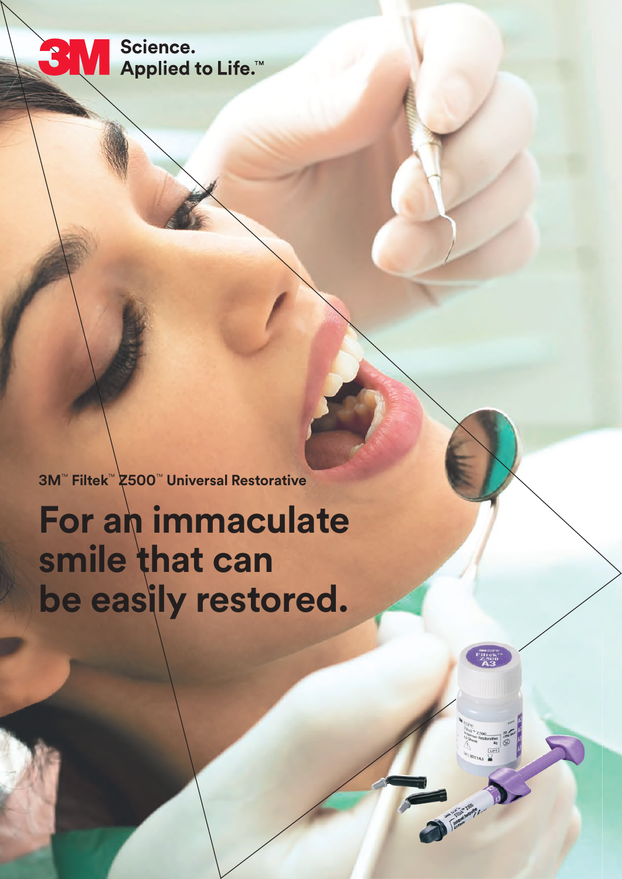3M Science. Applied to Life.™

3M™ Filtek™ Z500™ Universal Restorative

# For an immaculate smile that can be easily restored.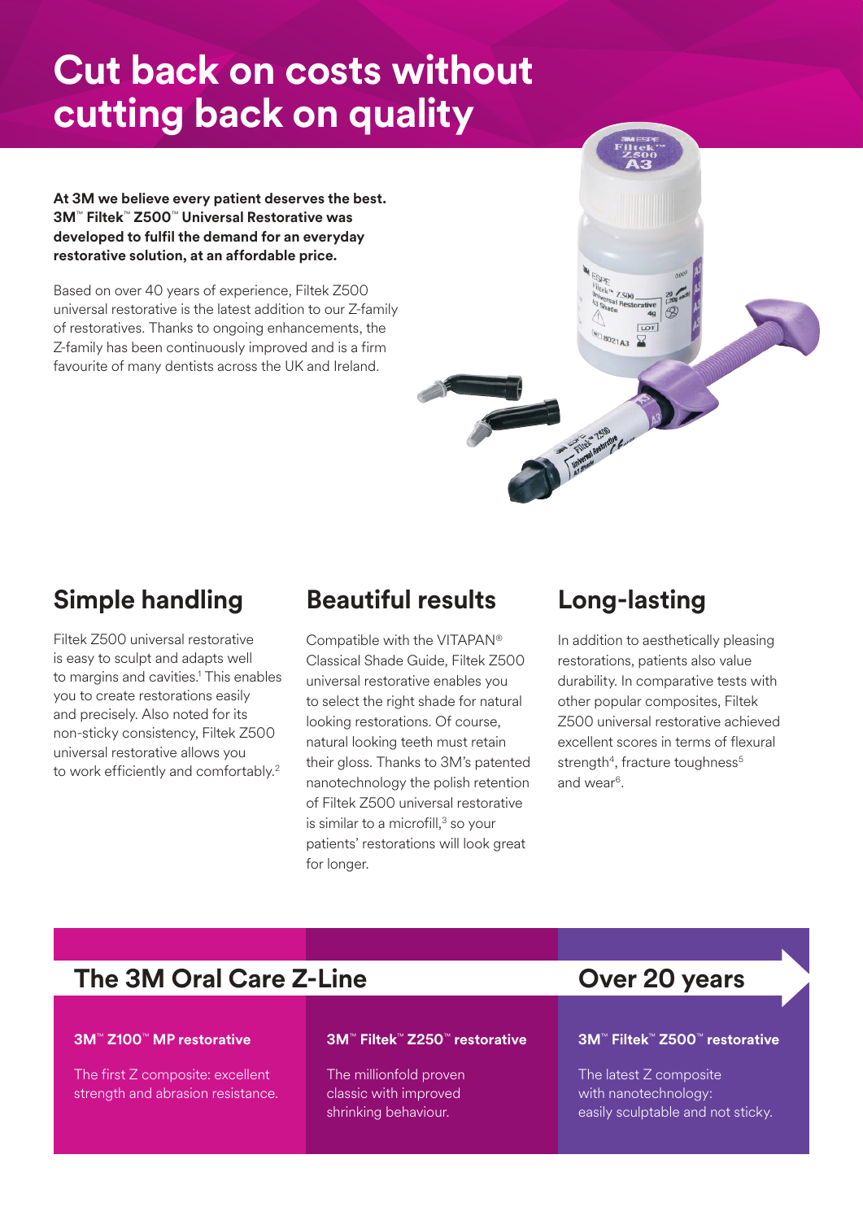# Cut back on costs without cutting back on quality

**At 3M we believe every patient deserves the best. 3M™ Filtek™ Z500™ Universal Restorative was developed to fulfil the demand for an everyday restorative solution, at an affordable price.**

Based on over 40 years of experience, Filtek Z500 universal restorative is the latest addition to our Z-family of restoratives. Thanks to ongoing enhancements, the Z-family has been continuously improved and is a firm favourite of many dentists across the UK and Ireland.

## Simple handling

Filtek Z500 universal restorative is easy to sculpt and adapts well to margins and cavities.[1] This enables you to create restorations easily and precisely. Also noted for its non-sticky consistency, Filtek Z500 universal restorative allows you to work efficiently and comfortably.[2]

## Beautiful results

Compatible with the VITAPAN® Classical Shade Guide, Filtek Z500 universal restorative enables you to select the right shade for natural looking restorations. Of course, natural looking teeth must retain their gloss. Thanks to 3M's patented nanotechnology the polish retention of Filtek Z500 universal restorative is similar to a microfill,[3] so your patients' restorations will look great for longer.

## Long-lasting

In addition to aesthetically pleasing restorations, patients also value durability. In comparative tests with other popular composites, Filtek Z500 universal restorative achieved excellent scores in terms of flexural strength[4], fracture toughness[5] and wear[6].

## The 3M Oral Care Z-Line

**Over 20 years**

**3M™ Z100™ MP restorative**

The first Z composite: excellent strength and abrasion resistance.

**3M™ Filtek™ Z250™ restorative**

The millionfold proven classic with improved shrinking behaviour.

**3M™ Filtek™ Z500™ restorative**

The latest Z composite with nanotechnology: easily sculptable and not sticky.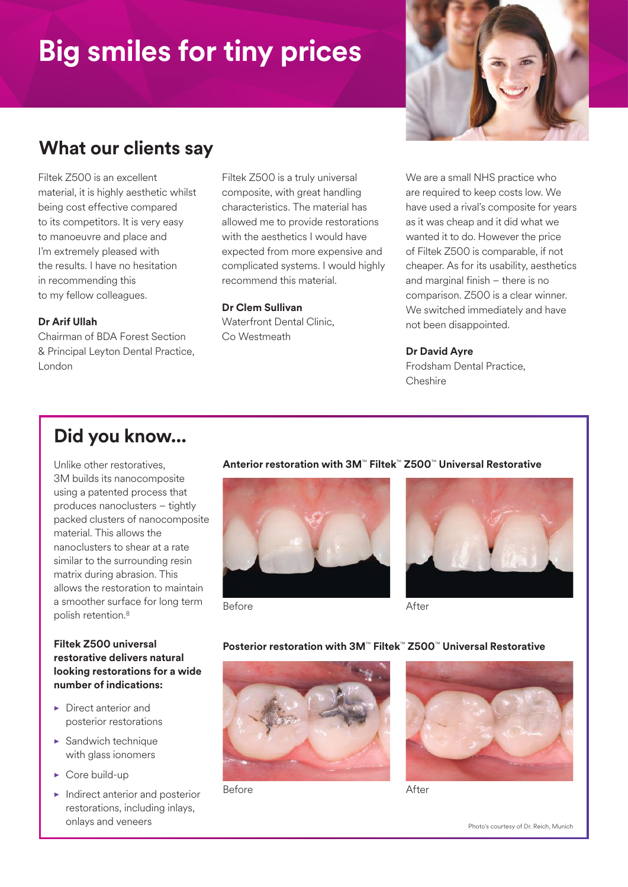# Big smiles for tiny prices

## What our clients say

Filtek Z500 is an excellent material, it is highly aesthetic whilst being cost effective compared to its competitors. It is very easy to manoeuvre and place and I'm extremely pleased with the results. I have no hesitation in recommending this to my fellow colleagues.

**Dr Arif Ullah**
Chairman of BDA Forest Section & Principal Leyton Dental Practice, London

Filtek Z500 is a truly universal composite, with great handling characteristics. The material has allowed me to provide restorations with the aesthetics I would have expected from more expensive and complicated systems. I would highly recommend this material.

**Dr Clem Sullivan**
Waterfront Dental Clinic, Co Westmeath

We are a small NHS practice who are required to keep costs low. We have used a rival's composite for years as it was cheap and it did what we wanted it to do. However the price of Filtek Z500 is comparable, if not cheaper. As for its usability, aesthetics and marginal finish – there is no comparison. Z500 is a clear winner. We switched immediately and have not been disappointed.

**Dr David Ayre**
Frodsham Dental Practice, Cheshire

## Did you know...

Unlike other restoratives, 3M builds its nanocomposite using a patented process that produces nanoclusters – tightly packed clusters of nanocomposite material. This allows the nanoclusters to shear at a rate similar to the surrounding resin matrix during abrasion. This allows the restoration to maintain a smoother surface for long term polish retention.[8]

**Filtek Z500 universal restorative delivers natural looking restorations for a wide number of indications:**

- Direct anterior and posterior restorations
- Sandwich technique with glass ionomers
- Core build-up
- Indirect anterior and posterior restorations, including inlays, onlays and veneers

**Anterior restoration with 3M™ Filtek™ Z500™ Universal Restorative**

Before

After

**Posterior restoration with 3M™ Filtek™ Z500™ Universal Restorative**

Before

After

Photo's courtesy of Dr. Reich, Munich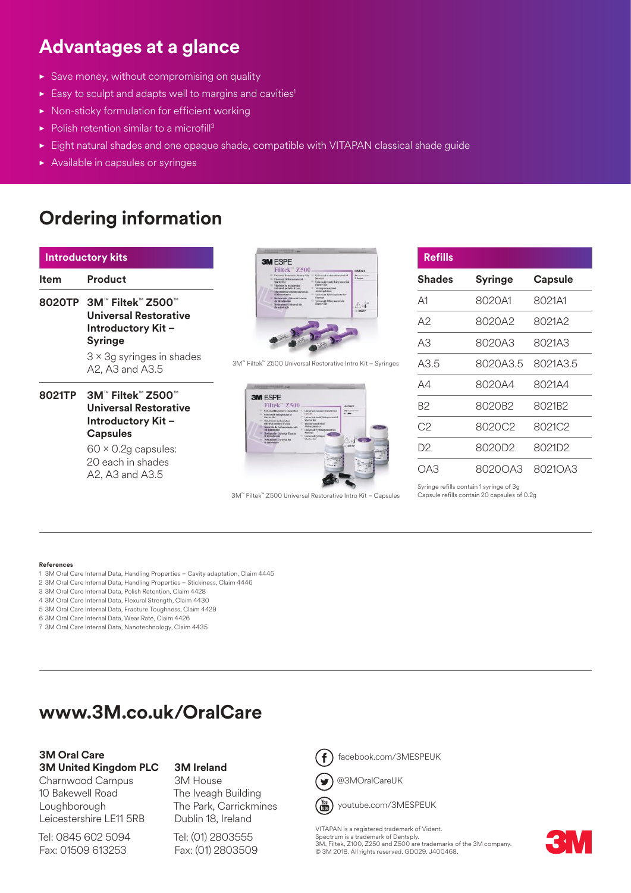## Advantages at a glance

- Save money, without compromising on quality
- Easy to sculpt and adapts well to margins and cavities[1]
- Non-sticky formulation for efficient working
- Polish retention similar to a microfill[3]
- Eight natural shades and one opaque shade, compatible with VITAPAN classical shade guide
- Available in capsules or syringes

## Ordering information

**Introductory kits**

| Item | Product |
|---|---|
| **8020TP** | **3M™ Filtek™ Z500™ Universal Restorative Introductory Kit – Syringe**<br>3 × 3g syringes in shades A2, A3 and A3.5 |
| **8021TP** | **3M™ Filtek™ Z500™ Universal Restorative Introductory Kit – Capsules**<br>60 × 0.2g capsules: 20 each in shades A2, A3 and A3.5 |

3M™ Filtek™ Z500 Universal Restorative Intro Kit – Syringes

3M™ Filtek™ Z500 Universal Restorative Intro Kit – Capsules

**Refills**

| Shades | Syringe | Capsule |
|---|---|---|
| A1 | 8020A1 | 8021A1 |
| A2 | 8020A2 | 8021A2 |
| A3 | 8020A3 | 8021A3 |
| A3.5 | 8020A3.5 | 8021A3.5 |
| A4 | 8020A4 | 8021A4 |
| B2 | 8020B2 | 8021B2 |
| C2 | 8020C2 | 8021C2 |
| D2 | 8020D2 | 8021D2 |
| OA3 | 8020OA3 | 8021OA3 |

Syringe refills contain 1 syringe of 3g
Capsule refills contain 20 capsules of 0.2g

**References**

1. 3M Oral Care Internal Data, Handling Properties – Cavity adaptation, Claim 4445
2. 3M Oral Care Internal Data, Handling Properties – Stickiness, Claim 4446
3. 3M Oral Care Internal Data, Polish Retention, Claim 4428
4. 3M Oral Care Internal Data, Flexural Strength, Claim 4430
5. 3M Oral Care Internal Data, Fracture Toughness, Claim 4429
6. 3M Oral Care Internal Data, Wear Rate, Claim 4426
7. 3M Oral Care Internal Data, Nanotechnology, Claim 4435

## www.3M.co.uk/OralCare

**3M Oral Care**
**3M United Kingdom PLC**
Charnwood Campus
10 Bakewell Road
Loughborough
Leicestershire LE11 5RB

Tel: 0845 602 5094
Fax: 01509 613253

**3M Ireland**
3M House
The Iveagh Building
The Park, Carrickmines
Dublin 18, Ireland

Tel: (01) 2803555
Fax: (01) 2803509

facebook.com/3MESPEUK
@3MOralCareUK
youtube.com/3MESPEUK

VITAPAN is a registered trademark of Vident.
Spectrum is a trademark of Dentsply.
3M, Filtek, Z100, Z250 and Z500 are trademarks of the 3M company.
© 3M 2018. All rights reserved. GD029. J400468.